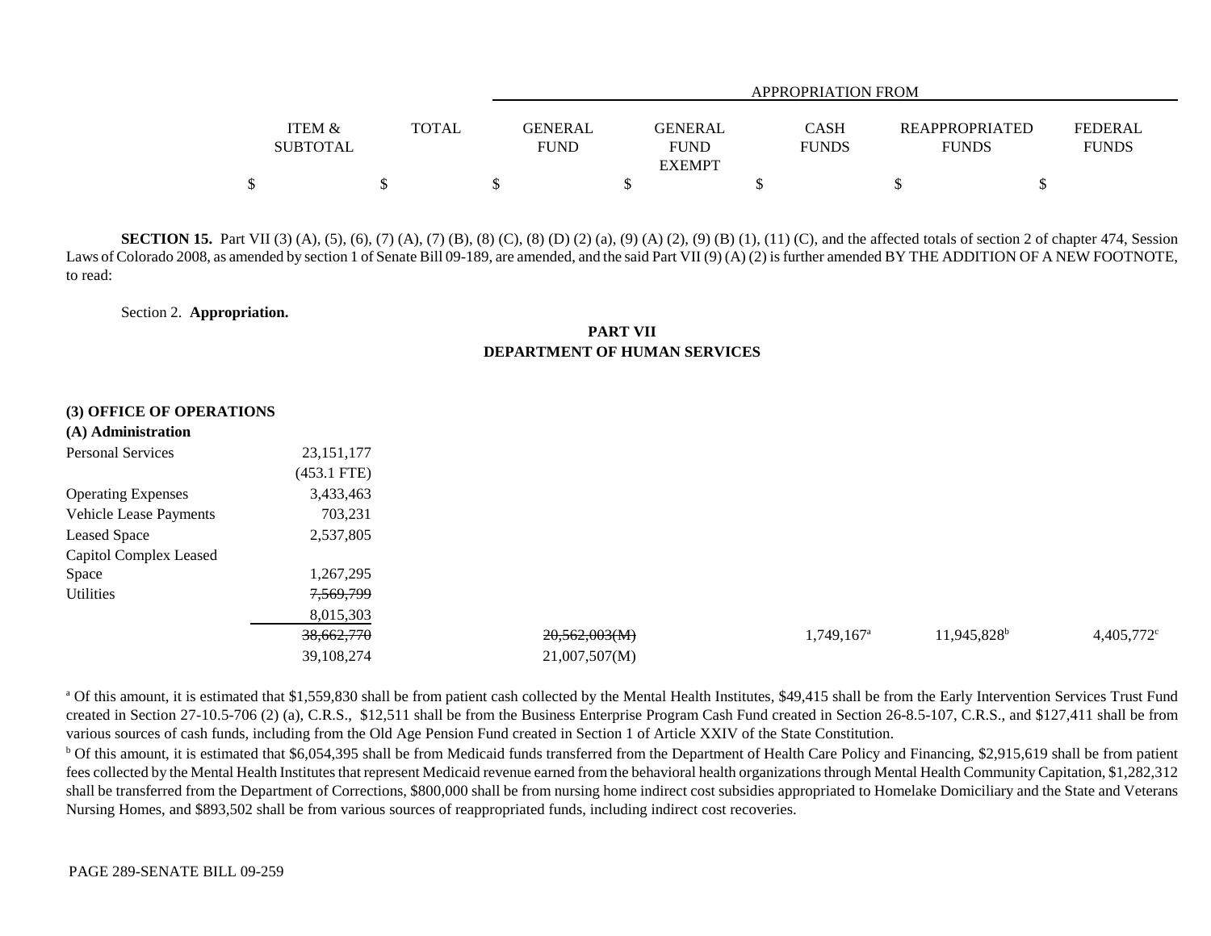| | ITEM & SUBTOTAL | TOTAL | APPROPRIATION FROM GENERAL FUND | GENERAL FUND EXEMPT | CASH FUNDS | REAPPROPRIATED FUNDS | FEDERAL FUNDS |
|---|---|---|---|---|---|---|---|
| | $ | $ | $ | $ | $ | $ | $ |

**SECTION 15.** Part VII (3) (A), (5), (6), (7) (A), (7) (B), (8) (C), (8) (D) (2) (a), (9) (A) (2), (9) (B) (1), (11) (C), and the affected totals of section 2 of chapter 474, Session Laws of Colorado 2008, as amended by section 1 of Senate Bill 09-189, are amended, and the said Part VII (9) (A) (2) is further amended BY THE ADDITION OF A NEW FOOTNOTE, to read:

Section 2. **Appropriation.**

**PART VII**
**DEPARTMENT OF HUMAN SERVICES**

**(3) OFFICE OF OPERATIONS**
**(A) Administration**

| | ITEM & SUBTOTAL | TOTAL | GENERAL FUND | GENERAL FUND EXEMPT | CASH FUNDS | REAPPROPRIATED FUNDS | FEDERAL FUNDS |
|---|---|---|---|---|---|---|---|
| Personal Services | 23,151,177 (453.1 FTE) | | | | | | |
| Operating Expenses | 3,433,463 | | | | | | |
| Vehicle Lease Payments | 703,231 | | | | | | |
| Leased Space | 2,537,805 | | | | | | |
| Capitol Complex Leased Space | 1,267,295 | | | | | | |
| Utilities | ~~7,569,799~~ 8,015,303 | | | | | | |
| | ~~38,662,770~~ 39,108,274 | | ~~20,562,003(M)~~ 21,007,507(M) | | 1,749,167[a] | 11,945,828[b] | 4,405,772[c] |

[a] Of this amount, it is estimated that $1,559,830 shall be from patient cash collected by the Mental Health Institutes, $49,415 shall be from the Early Intervention Services Trust Fund created in Section 27-10.5-706 (2) (a), C.R.S., $12,511 shall be from the Business Enterprise Program Cash Fund created in Section 26-8.5-107, C.R.S., and $127,411 shall be from various sources of cash funds, including from the Old Age Pension Fund created in Section 1 of Article XXIV of the State Constitution.

[b] Of this amount, it is estimated that $6,054,395 shall be from Medicaid funds transferred from the Department of Health Care Policy and Financing, $2,915,619 shall be from patient fees collected by the Mental Health Institutes that represent Medicaid revenue earned from the behavioral health organizations through Mental Health Community Capitation, $1,282,312 shall be transferred from the Department of Corrections, $800,000 shall be from nursing home indirect cost subsidies appropriated to Homelake Domiciliary and the State and Veterans Nursing Homes, and $893,502 shall be from various sources of reappropriated funds, including indirect cost recoveries.

PAGE 289-SENATE BILL 09-259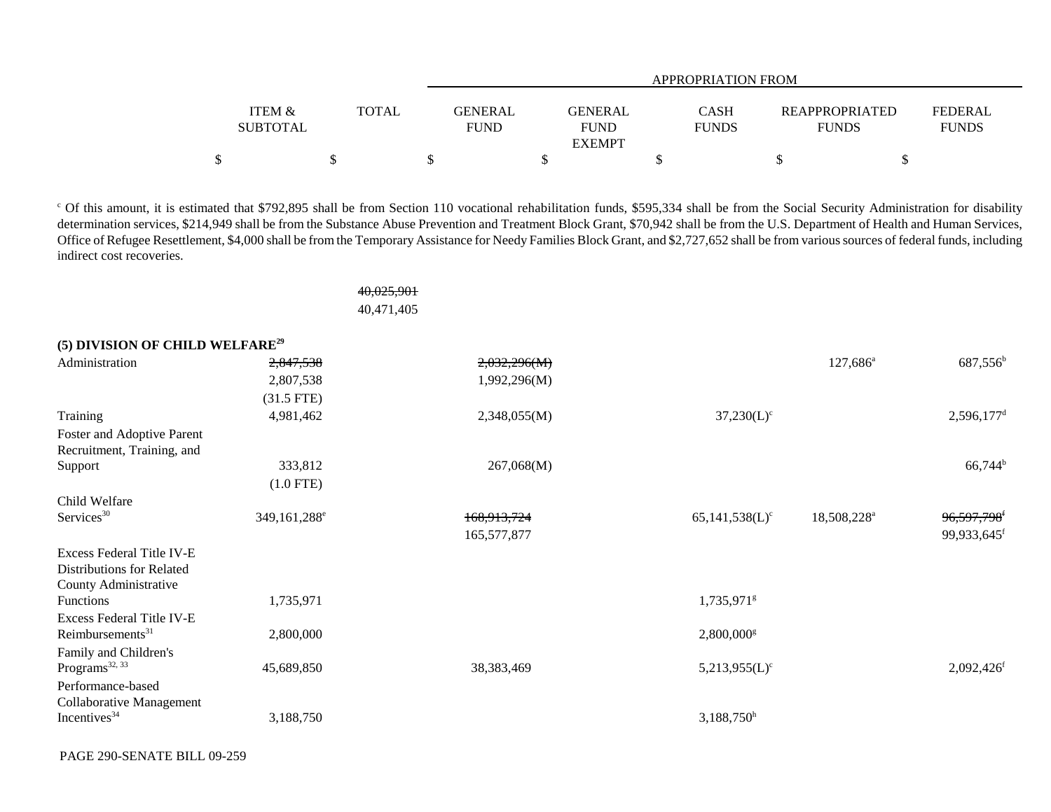| | ITEM & SUBTOTAL | TOTAL | GENERAL FUND | GENERAL FUND EXEMPT | CASH FUNDS | REAPPROPRIATED FUNDS | FEDERAL FUNDS |
|---|---|---|---|---|---|---|---|
| | | | APPROPRIATION FROM | | | | |
| | $ | $ | $ | $ | $ | $ | $ |

[c] Of this amount, it is estimated that $792,895 shall be from Section 110 vocational rehabilitation funds, $595,334 shall be from the Social Security Administration for disability determination services, $214,949 shall be from the Substance Abuse Prevention and Treatment Block Grant, $70,942 shall be from the U.S. Department of Health and Human Services, Office of Refugee Resettlement, $4,000 shall be from the Temporary Assistance for Needy Families Block Grant, and $2,727,652 shall be from various sources of federal funds, including indirect cost recoveries.

| | ITEM & SUBTOTAL | TOTAL | GENERAL FUND | GENERAL FUND EXEMPT | CASH FUNDS | REAPPROPRIATED FUNDS | FEDERAL FUNDS |
|---|---|---|---|---|---|---|---|
| | | ~~40,025,901~~ 40,471,405 | | | | | |
| **(5) DIVISION OF CHILD WELFARE[29]** | | | | | | | |
| Administration | ~~2,847,538~~ 2,807,538 (31.5 FTE) | | ~~2,032,296(M)~~ 1,992,296(M) | | | 127,686[a] | 687,556[b] |
| Training | 4,981,462 | | 2,348,055(M) | | 37,230(L)[c] | | 2,596,177[d] |
| Foster and Adoptive Parent Recruitment, Training, and Support | 333,812 (1.0 FTE) | | 267,068(M) | | | | 66,744[b] |
| Child Welfare Services[30] | 349,161,288[e] | | ~~168,913,724~~ 165,577,877 | | 65,141,538(L)[c] | 18,508,228[a] | ~~96,597,798~~[f] 99,933,645[f] |
| Excess Federal Title IV-E Distributions for Related County Administrative Functions | 1,735,971 | | | | 1,735,971[g] | | |
| Excess Federal Title IV-E Reimbursements[31] | 2,800,000 | | | | 2,800,000[g] | | |
| Family and Children's Programs[32, 33] | 45,689,850 | | 38,383,469 | | 5,213,955(L)[c] | | 2,092,426[f] |
| Performance-based Collaborative Management Incentives[34] | 3,188,750 | | | | 3,188,750[h] | | |

PAGE 290-SENATE BILL 09-259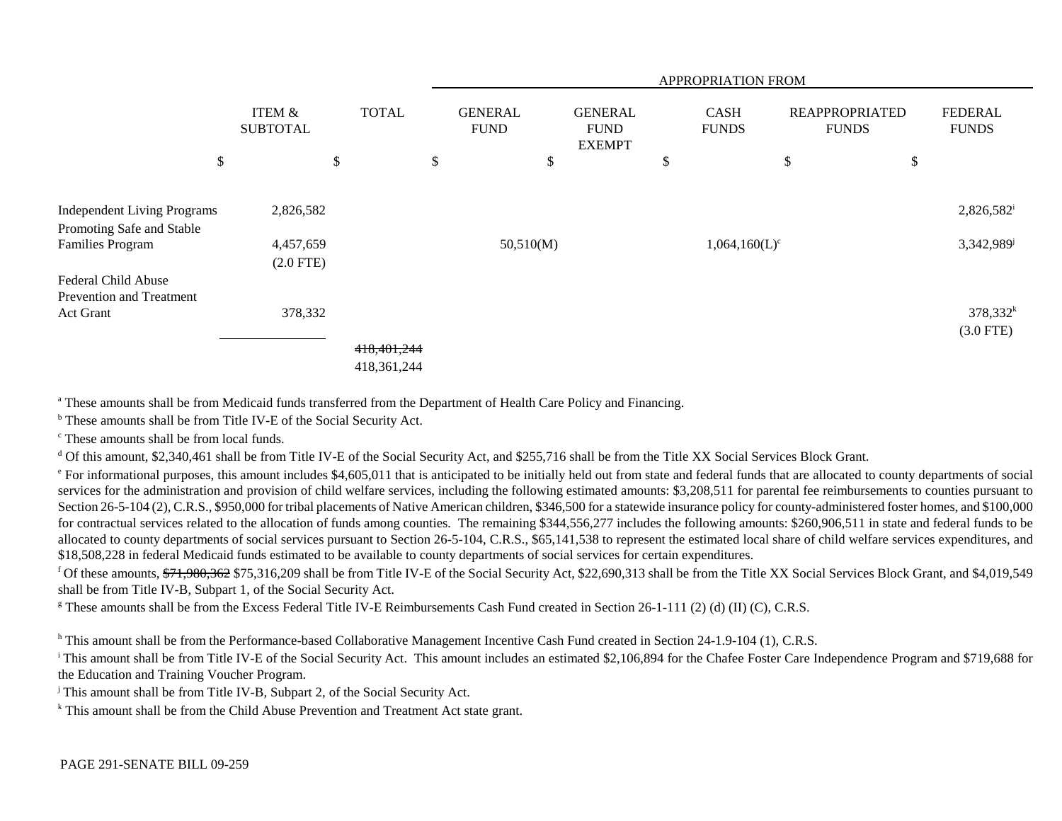| | ITEM & SUBTOTAL | TOTAL | APPROPRIATION FROM GENERAL FUND | GENERAL FUND EXEMPT | CASH FUNDS | REAPPROPRIATED FUNDS | FEDERAL FUNDS |
|---|---|---|---|---|---|---|---|
| | $ | $ | $ | $ | $ | $ | $ |
| Independent Living Programs | 2,826,582 | | | | | | 2,826,582[i] |
| Promoting Safe and Stable Families Program | 4,457,659 (2.0 FTE) | | 50,510(M) | | 1,064,160(L)[c] | | 3,342,989[j] |
| Federal Child Abuse Prevention and Treatment Act Grant | 378,332 | | | | | | 378,332[k] (3.0 FTE) |
| | | ~~418,401,244~~ 418,361,244 | | | | | |

[a] These amounts shall be from Medicaid funds transferred from the Department of Health Care Policy and Financing.

[b] These amounts shall be from Title IV-E of the Social Security Act.

[c] These amounts shall be from local funds.

[d] Of this amount, $2,340,461 shall be from Title IV-E of the Social Security Act, and $255,716 shall be from the Title XX Social Services Block Grant.

[e] For informational purposes, this amount includes $4,605,011 that is anticipated to be initially held out from state and federal funds that are allocated to county departments of social services for the administration and provision of child welfare services, including the following estimated amounts: $3,208,511 for parental fee reimbursements to counties pursuant to Section 26-5-104 (2), C.R.S., $950,000 for tribal placements of Native American children, $346,500 for a statewide insurance policy for county-administered foster homes, and $100,000 for contractual services related to the allocation of funds among counties. The remaining $344,556,277 includes the following amounts: $260,906,511 in state and federal funds to be allocated to county departments of social services pursuant to Section 26-5-104, C.R.S., $65,141,538 to represent the estimated local share of child welfare services expenditures, and $18,508,228 in federal Medicaid funds estimated to be available to county departments of social services for certain expenditures.

[f] Of these amounts, ~~$71,980,362~~ $75,316,209 shall be from Title IV-E of the Social Security Act, $22,690,313 shall be from the Title XX Social Services Block Grant, and $4,019,549 shall be from Title IV-B, Subpart 1, of the Social Security Act.

[g] These amounts shall be from the Excess Federal Title IV-E Reimbursements Cash Fund created in Section 26-1-111 (2) (d) (II) (C), C.R.S.

[h] This amount shall be from the Performance-based Collaborative Management Incentive Cash Fund created in Section 24-1.9-104 (1), C.R.S.

[i] This amount shall be from Title IV-E of the Social Security Act. This amount includes an estimated $2,106,894 for the Chafee Foster Care Independence Program and $719,688 for the Education and Training Voucher Program.

[j] This amount shall be from Title IV-B, Subpart 2, of the Social Security Act.

[k] This amount shall be from the Child Abuse Prevention and Treatment Act state grant.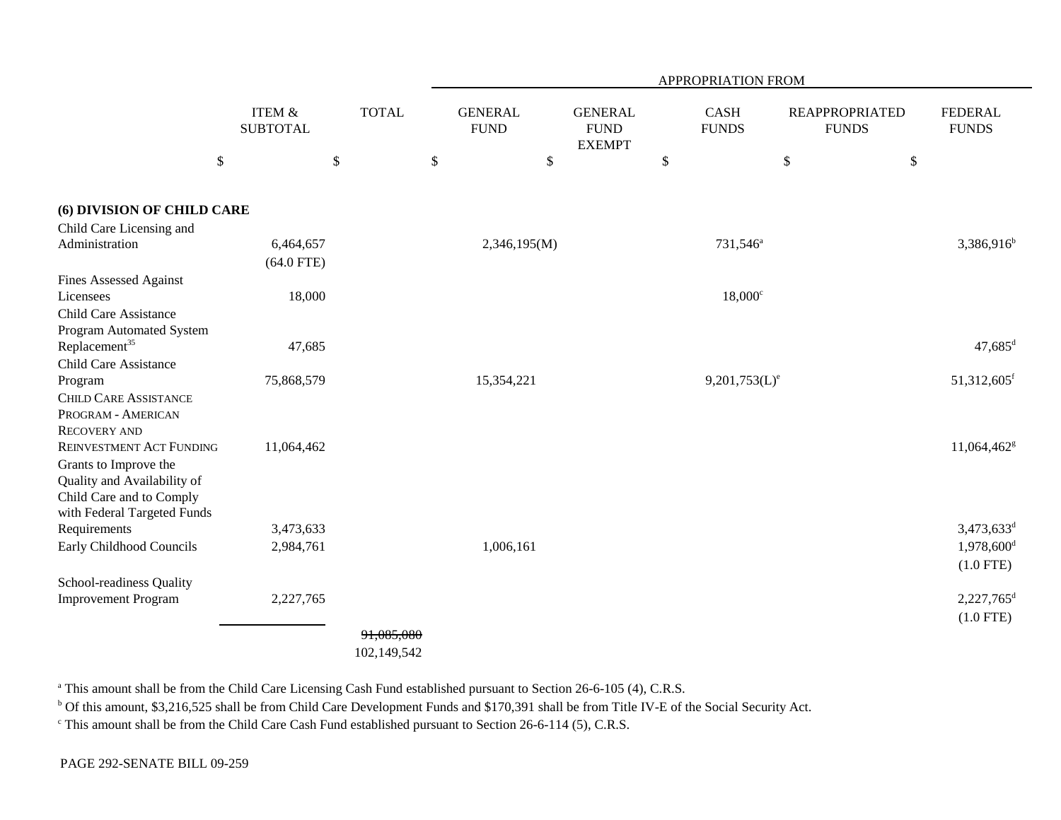| | ITEM & SUBTOTAL | TOTAL | APPROPRIATION FROM GENERAL FUND | GENERAL FUND EXEMPT | CASH FUNDS | REAPPROPRIATED FUNDS | FEDERAL FUNDS |
|---|---|---|---|---|---|---|---|
| | $ | $ | $ | $ | $ | $ | $ |
| **(6) DIVISION OF CHILD CARE** | | | | | | | |
| Child Care Licensing and Administration | 6,464,657 (64.0 FTE) | | 2,346,195(M) | | 731,546[a] | | 3,386,916[b] |
| Fines Assessed Against Licensees | 18,000 | | | | 18,000[c] | | |
| Child Care Assistance Program Automated System Replacement[35] | 47,685 | | | | | | 47,685[d] |
| Child Care Assistance Program | 75,868,579 | | 15,354,221 | | 9,201,753(L)[e] | | 51,312,605[f] |
| CHILD CARE ASSISTANCE PROGRAM - AMERICAN RECOVERY AND REINVESTMENT ACT FUNDING | 11,064,462 | | | | | | 11,064,462[g] |
| Grants to Improve the Quality and Availability of Child Care and to Comply with Federal Targeted Funds Requirements | 3,473,633 | | | | | | 3,473,633[d] |
| Early Childhood Councils | 2,984,761 | | 1,006,161 | | | | 1,978,600[d] (1.0 FTE) |
| School-readiness Quality Improvement Program | 2,227,765 | | | | | | 2,227,765[d] (1.0 FTE) |
| | | ~~91,085,080~~ 102,149,542 | | | | | |

[a] This amount shall be from the Child Care Licensing Cash Fund established pursuant to Section 26-6-105 (4), C.R.S.

[b] Of this amount, $3,216,525 shall be from Child Care Development Funds and $170,391 shall be from Title IV-E of the Social Security Act.

[c] This amount shall be from the Child Care Cash Fund established pursuant to Section 26-6-114 (5), C.R.S.

PAGE 292-SENATE BILL 09-259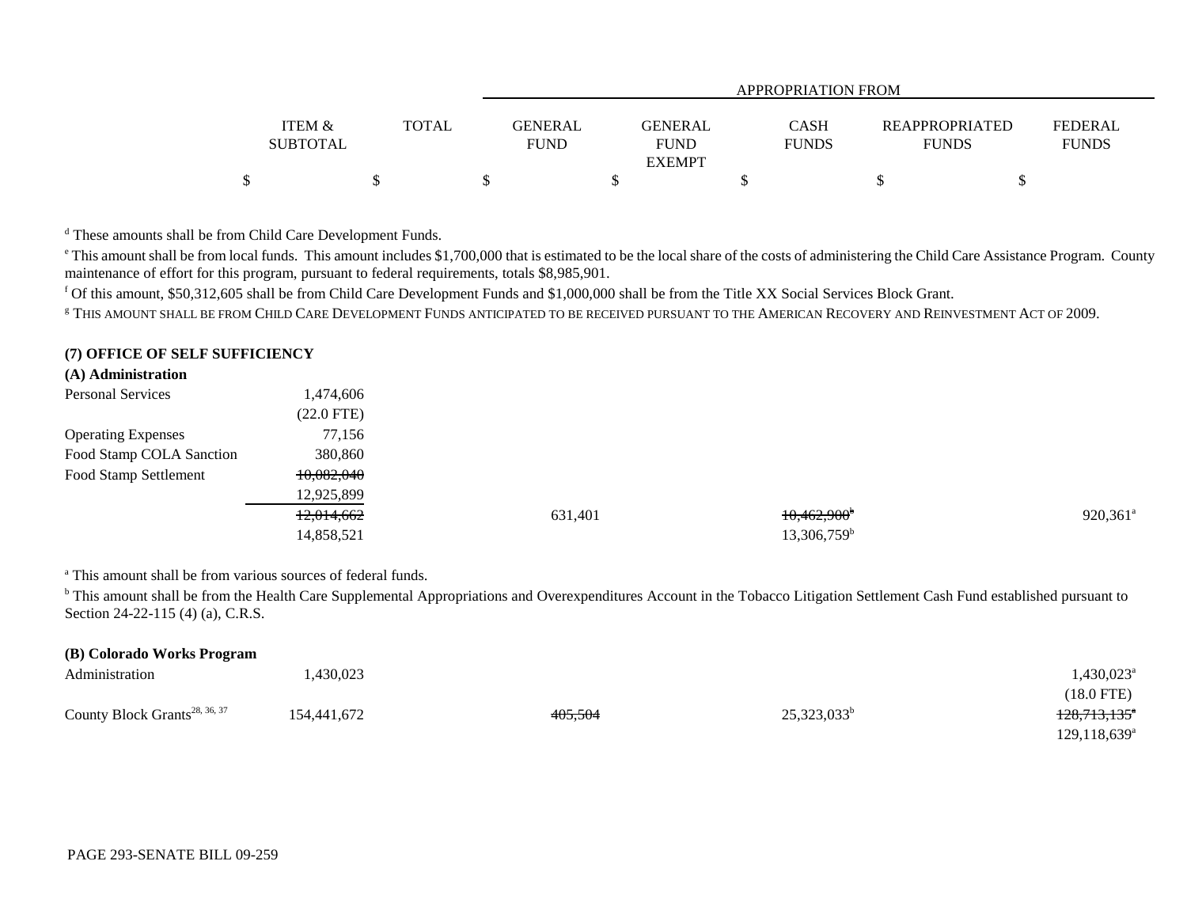| | ITEM & SUBTOTAL | TOTAL | APPROPRIATION FROM GENERAL FUND | GENERAL FUND EXEMPT | CASH FUNDS | REAPPROPRIATED FUNDS | FEDERAL FUNDS |
|---|---|---|---|---|---|---|---|
| | $ | $ | $ | $ | $ | $ | $ |

[d] These amounts shall be from Child Care Development Funds.

[e] This amount shall be from local funds. This amount includes $1,700,000 that is estimated to be the local share of the costs of administering the Child Care Assistance Program. County maintenance of effort for this program, pursuant to federal requirements, totals $8,985,901.

[f] Of this amount, $50,312,605 shall be from Child Care Development Funds and $1,000,000 shall be from the Title XX Social Services Block Grant.

[g] THIS AMOUNT SHALL BE FROM CHILD CARE DEVELOPMENT FUNDS ANTICIPATED TO BE RECEIVED PURSUANT TO THE AMERICAN RECOVERY AND REINVESTMENT ACT OF 2009.

**(7) OFFICE OF SELF SUFFICIENCY**

**(A) Administration**

| | ITEM & SUBTOTAL | TOTAL | GENERAL FUND | GENERAL FUND EXEMPT | CASH FUNDS | REAPPROPRIATED FUNDS | FEDERAL FUNDS |
|---|---|---|---|---|---|---|---|
| Personal Services | 1,474,606 | | | | | | |
| | (22.0 FTE) | | | | | | |
| Operating Expenses | 77,156 | | | | | | |
| Food Stamp COLA Sanction | 380,860 | | | | | | |
| Food Stamp Settlement | ~~10,082,040~~ | | | | | | |
| | 12,925,899 | | | | | | |
| | ~~12,014,662~~ | | 631,401 | | ~~10,462,900~~[b] | | 920,361[a] |
| | 14,858,521 | | | | 13,306,759[b] | | |

[a] This amount shall be from various sources of federal funds.

[b] This amount shall be from the Health Care Supplemental Appropriations and Overexpenditures Account in the Tobacco Litigation Settlement Cash Fund established pursuant to Section 24-22-115 (4) (a), C.R.S.

**(B) Colorado Works Program**

| | ITEM & SUBTOTAL | TOTAL | GENERAL FUND | GENERAL FUND EXEMPT | CASH FUNDS | REAPPROPRIATED FUNDS | FEDERAL FUNDS |
|---|---|---|---|---|---|---|---|
| Administration | 1,430,023 | | | | | | 1,430,023[a] |
| | | | | | | | (18.0 FTE) |
| County Block Grants[28, 36, 37] | 154,441,672 | | ~~405,504~~ | | 25,323,033[b] | | ~~128,713,135~~[a] |
| | | | | | | | 129,118,639[a] |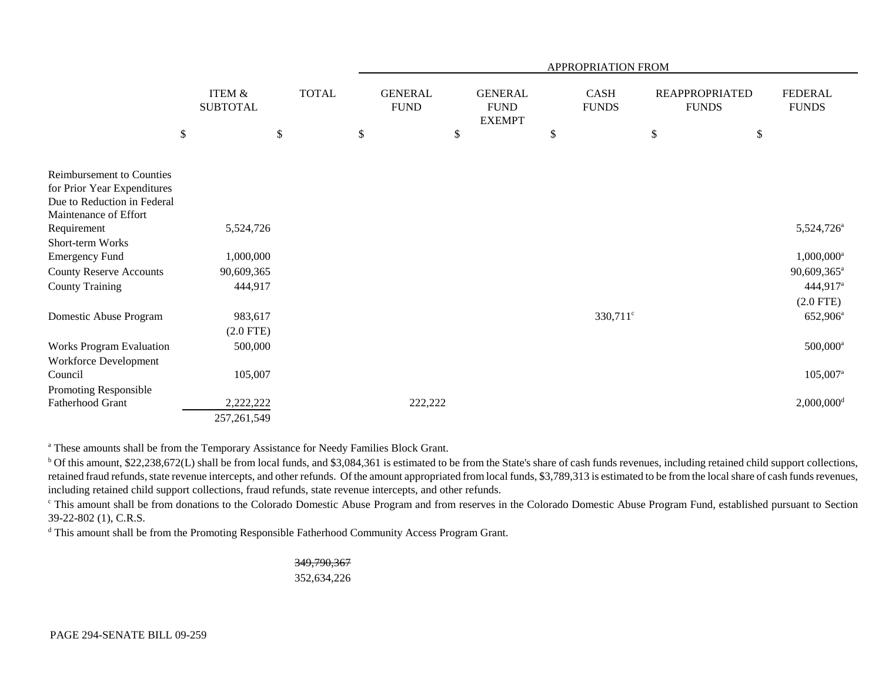| | ITEM & SUBTOTAL | TOTAL | APPROPRIATION FROM GENERAL FUND | GENERAL FUND EXEMPT | CASH FUNDS | REAPPROPRIATED FUNDS | FEDERAL FUNDS |
|---|---|---|---|---|---|---|---|
| | $ | $ | $ | $ | $ | $ | $ |
| Reimbursement to Counties for Prior Year Expenditures Due to Reduction in Federal Maintenance of Effort Requirement | 5,524,726 | | | | | | 5,524,726[a] |
| Short-term Works Emergency Fund | 1,000,000 | | | | | | 1,000,000[a] |
| County Reserve Accounts | 90,609,365 | | | | | | 90,609,365[a] |
| County Training | 444,917 | | | | | | 444,917[a] (2.0 FTE) |
| Domestic Abuse Program | 983,617 (2.0 FTE) | | | | 330,711[c] | | 652,906[a] |
| Works Program Evaluation | 500,000 | | | | | | 500,000[a] |
| Workforce Development Council | 105,007 | | | | | | 105,007[a] |
| Promoting Responsible Fatherhood Grant | 2,222,222 | | 222,222 | | | | 2,000,000[d] |
| | 257,261,549 | | | | | | |

[a] These amounts shall be from the Temporary Assistance for Needy Families Block Grant.

[b] Of this amount, $22,238,672(L) shall be from local funds, and $3,084,361 is estimated to be from the State's share of cash funds revenues, including retained child support collections, retained fraud refunds, state revenue intercepts, and other refunds. Of the amount appropriated from local funds, $3,789,313 is estimated to be from the local share of cash funds revenues, including retained child support collections, fraud refunds, state revenue intercepts, and other refunds.

[c] This amount shall be from donations to the Colorado Domestic Abuse Program and from reserves in the Colorado Domestic Abuse Program Fund, established pursuant to Section 39-22-802 (1), C.R.S.

[d] This amount shall be from the Promoting Responsible Fatherhood Community Access Program Grant.

~~349,790,367~~
352,634,226

PAGE 294-SENATE BILL 09-259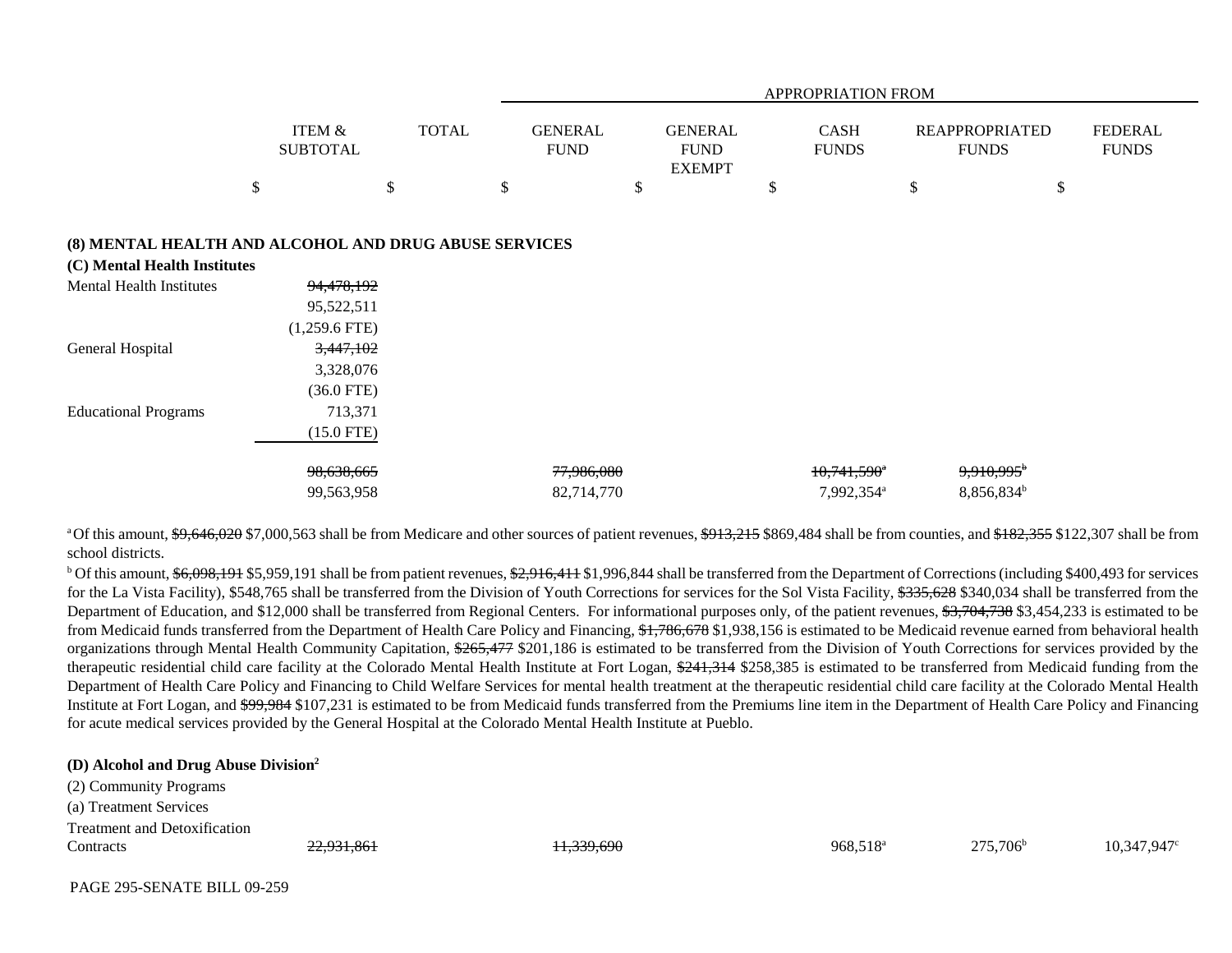| | ITEM & SUBTOTAL | TOTAL | APPROPRIATION FROM GENERAL FUND | GENERAL FUND EXEMPT | CASH FUNDS | REAPPROPRIATED FUNDS | FEDERAL FUNDS |
|---|---|---|---|---|---|---|---|
| | $ | $ | $ | $ | $ | $ | $ |

**(8) MENTAL HEALTH AND ALCOHOL AND DRUG ABUSE SERVICES**

**(C) Mental Health Institutes**

| | ITEM & SUBTOTAL | TOTAL | GENERAL FUND | GENERAL FUND EXEMPT | CASH FUNDS | REAPPROPRIATED FUNDS | FEDERAL FUNDS |
|---|---|---|---|---|---|---|---|
| Mental Health Institutes | ~~94,478,192~~ 95,522,511 (1,259.6 FTE) | | | | | | |
| General Hospital | ~~3,447,102~~ 3,328,076 (36.0 FTE) | | | | | | |
| Educational Programs | 713,371 (15.0 FTE) | | | | | | |
| | ~~98,638,665~~ 99,563,958 | | ~~77,986,080~~ 82,714,770 | | ~~10,741,590~~[a] 7,992,354[a] | ~~9,910,995~~[b] 8,856,834[b] | |

[a] Of this amount, ~~$9,646,020~~ $7,000,563 shall be from Medicare and other sources of patient revenues, ~~$913,215~~ $869,484 shall be from counties, and ~~$182,355~~ $122,307 shall be from school districts.

[b] Of this amount, ~~$6,098,191~~ $5,959,191 shall be from patient revenues, ~~$2,916,411~~ $1,996,844 shall be transferred from the Department of Corrections (including $400,493 for services for the La Vista Facility), $548,765 shall be transferred from the Division of Youth Corrections for services for the Sol Vista Facility, ~~$335,628~~ $340,034 shall be transferred from the Department of Education, and $12,000 shall be transferred from Regional Centers. For informational purposes only, of the patient revenues, ~~$3,704,738~~ $3,454,233 is estimated to be from Medicaid funds transferred from the Department of Health Care Policy and Financing, ~~$1,786,678~~ $1,938,156 is estimated to be Medicaid revenue earned from behavioral health organizations through Mental Health Community Capitation, ~~$265,477~~ $201,186 is estimated to be transferred from the Division of Youth Corrections for services provided by the therapeutic residential child care facility at the Colorado Mental Health Institute at Fort Logan, ~~$241,314~~ $258,385 is estimated to be transferred from Medicaid funding from the Department of Health Care Policy and Financing to Child Welfare Services for mental health treatment at the therapeutic residential child care facility at the Colorado Mental Health Institute at Fort Logan, and ~~$99,984~~ $107,231 is estimated to be from Medicaid funds transferred from the Premiums line item in the Department of Health Care Policy and Financing for acute medical services provided by the General Hospital at the Colorado Mental Health Institute at Pueblo.

**(D) Alcohol and Drug Abuse Division[2]**

(2) Community Programs

(a) Treatment Services

| | ITEM & SUBTOTAL | TOTAL | GENERAL FUND | GENERAL FUND EXEMPT | CASH FUNDS | REAPPROPRIATED FUNDS | FEDERAL FUNDS |
|---|---|---|---|---|---|---|---|
| Treatment and Detoxification Contracts | ~~22,931,861~~ | | ~~11,339,690~~ | | 968,518[a] | 275,706[b] | 10,347,947[c] |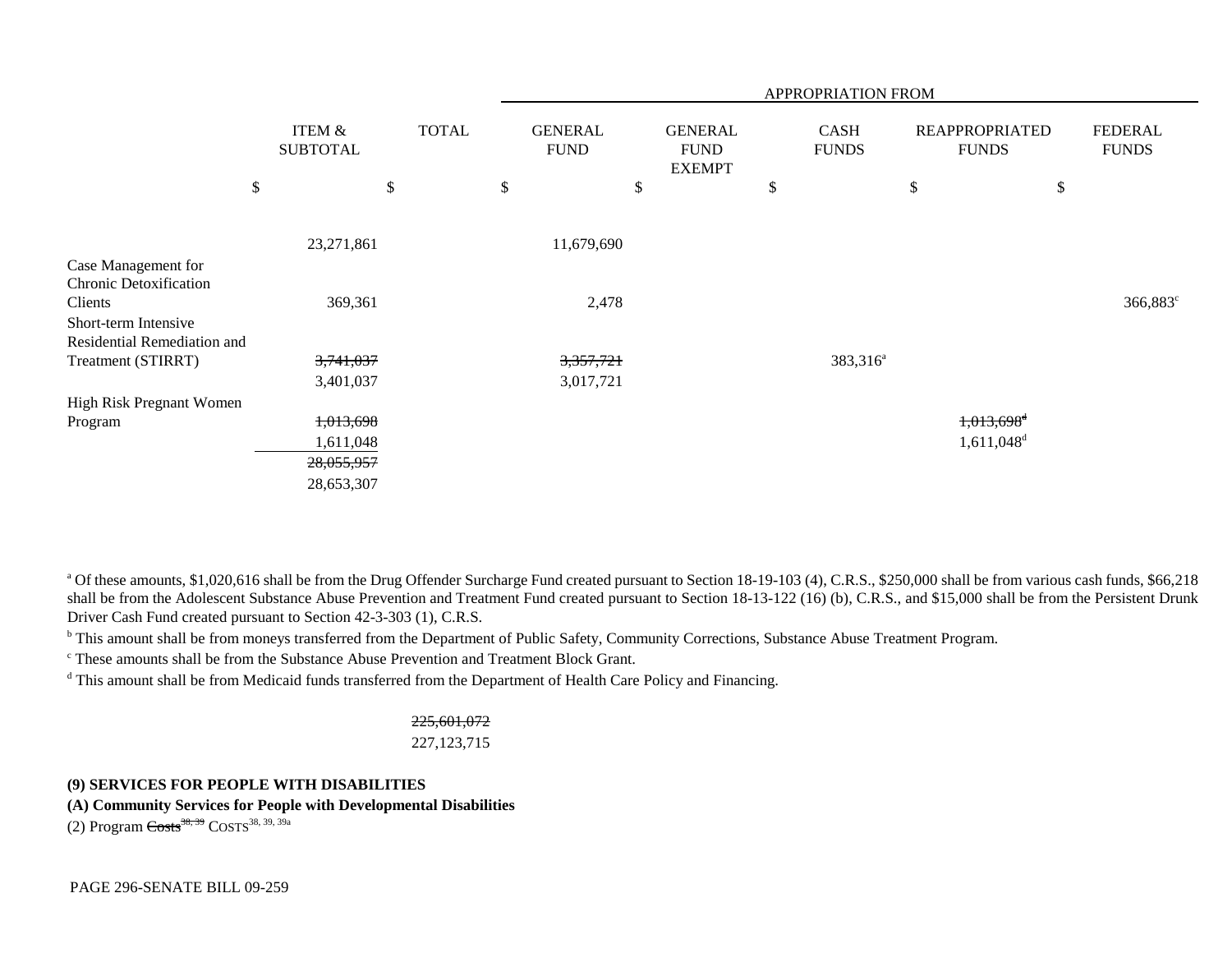| | ITEM & SUBTOTAL | TOTAL | APPROPRIATION FROM GENERAL FUND | GENERAL FUND EXEMPT | CASH FUNDS | REAPPROPRIATED FUNDS | FEDERAL FUNDS |
|---|---|---|---|---|---|---|---|
| | $ | $ | $ | $ | $ | $ | $ |
| | 23,271,861 | | 11,679,690 | | | | |
| Case Management for Chronic Detoxification Clients | 369,361 | | 2,478 | | | | 366,883[c] |
| Short-term Intensive Residential Remediation and Treatment (STIRRT) | ~~3,741,037~~ 3,401,037 | | ~~3,357,721~~ 3,017,721 | | 383,316[a] | | |
| High Risk Pregnant Women Program | ~~1,013,698~~ 1,611,048 | | | | | ~~1,013,698~~[d] 1,611,048[d] | |
| | ~~28,055,957~~ 28,653,307 | | | | | | |

[a] Of these amounts, $1,020,616 shall be from the Drug Offender Surcharge Fund created pursuant to Section 18-19-103 (4), C.R.S., $250,000 shall be from various cash funds, $66,218 shall be from the Adolescent Substance Abuse Prevention and Treatment Fund created pursuant to Section 18-13-122 (16) (b), C.R.S., and $15,000 shall be from the Persistent Drunk Driver Cash Fund created pursuant to Section 42-3-303 (1), C.R.S.

[b] This amount shall be from moneys transferred from the Department of Public Safety, Community Corrections, Substance Abuse Treatment Program.

[c] These amounts shall be from the Substance Abuse Prevention and Treatment Block Grant.

[d] This amount shall be from Medicaid funds transferred from the Department of Health Care Policy and Financing.

~~225,601,072~~
227,123,715

**(9) SERVICES FOR PEOPLE WITH DISABILITIES**

**(A) Community Services for People with Developmental Disabilities**

(2) Program ~~Costs~~[38, 39] COSTS[38, 39, 39a]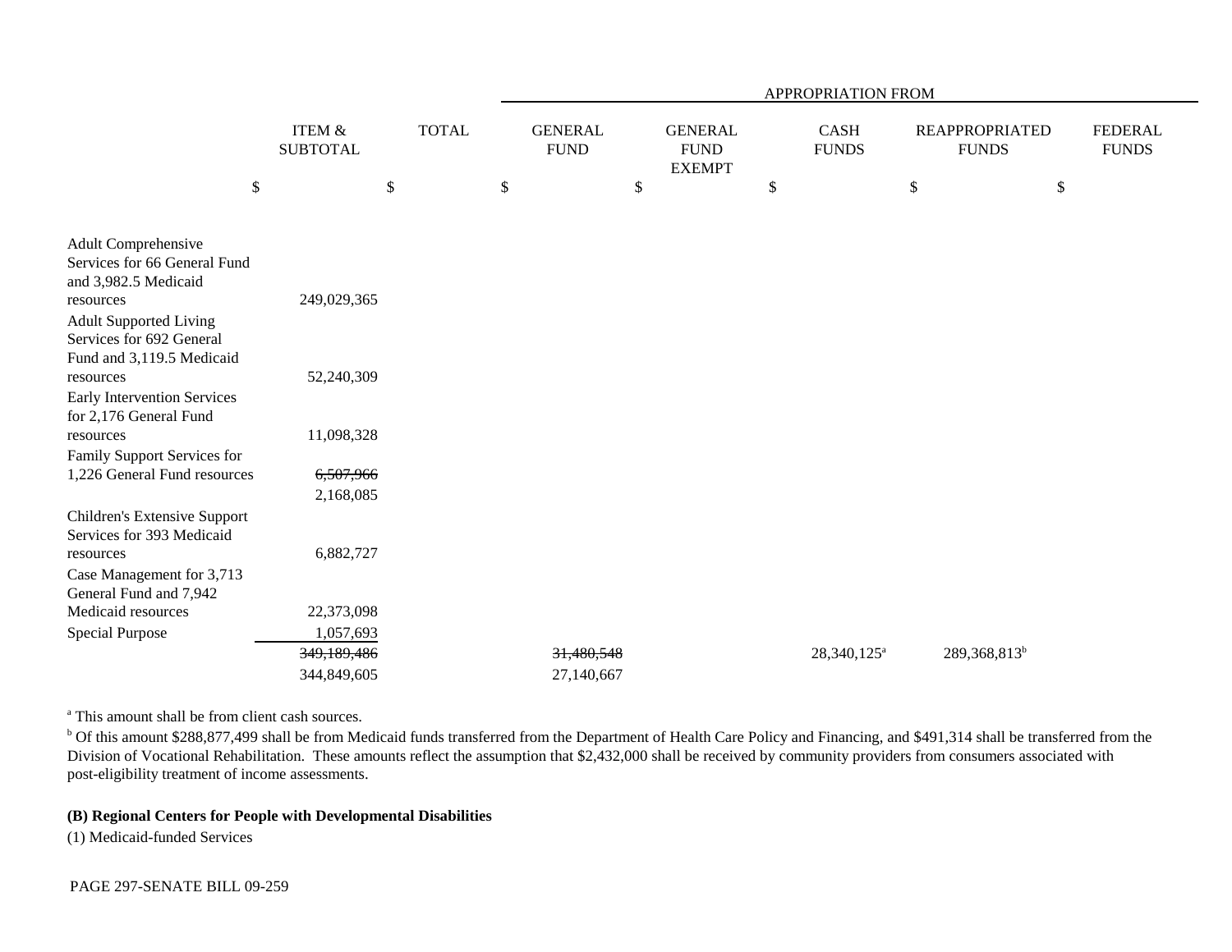| | ITEM & SUBTOTAL | TOTAL | APPROPRIATION FROM GENERAL FUND | GENERAL FUND EXEMPT | CASH FUNDS | REAPPROPRIATED FUNDS | FEDERAL FUNDS |
|---|---|---|---|---|---|---|---|
| | $ | $ | $ | $ | $ | $ | $ |
| Adult Comprehensive Services for 66 General Fund and 3,982.5 Medicaid resources | 249,029,365 | | | | | | |
| Adult Supported Living Services for 692 General Fund and 3,119.5 Medicaid resources | 52,240,309 | | | | | | |
| Early Intervention Services for 2,176 General Fund resources | 11,098,328 | | | | | | |
| Family Support Services for 1,226 General Fund resources | ~~6,507,966~~ 2,168,085 | | | | | | |
| Children's Extensive Support Services for 393 Medicaid resources | 6,882,727 | | | | | | |
| Case Management for 3,713 General Fund and 7,942 Medicaid resources | 22,373,098 | | | | | | |
| Special Purpose | 1,057,693 | | | | | | |
| | ~~349,189,486~~ 344,849,605 | | ~~31,480,548~~ 27,140,667 | | 28,340,125[a] | 289,368,813[b] | |

[a] This amount shall be from client cash sources.

[b] Of this amount $288,877,499 shall be from Medicaid funds transferred from the Department of Health Care Policy and Financing, and $491,314 shall be transferred from the Division of Vocational Rehabilitation. These amounts reflect the assumption that $2,432,000 shall be received by community providers from consumers associated with post-eligibility treatment of income assessments.

**(B) Regional Centers for People with Developmental Disabilities**

(1) Medicaid-funded Services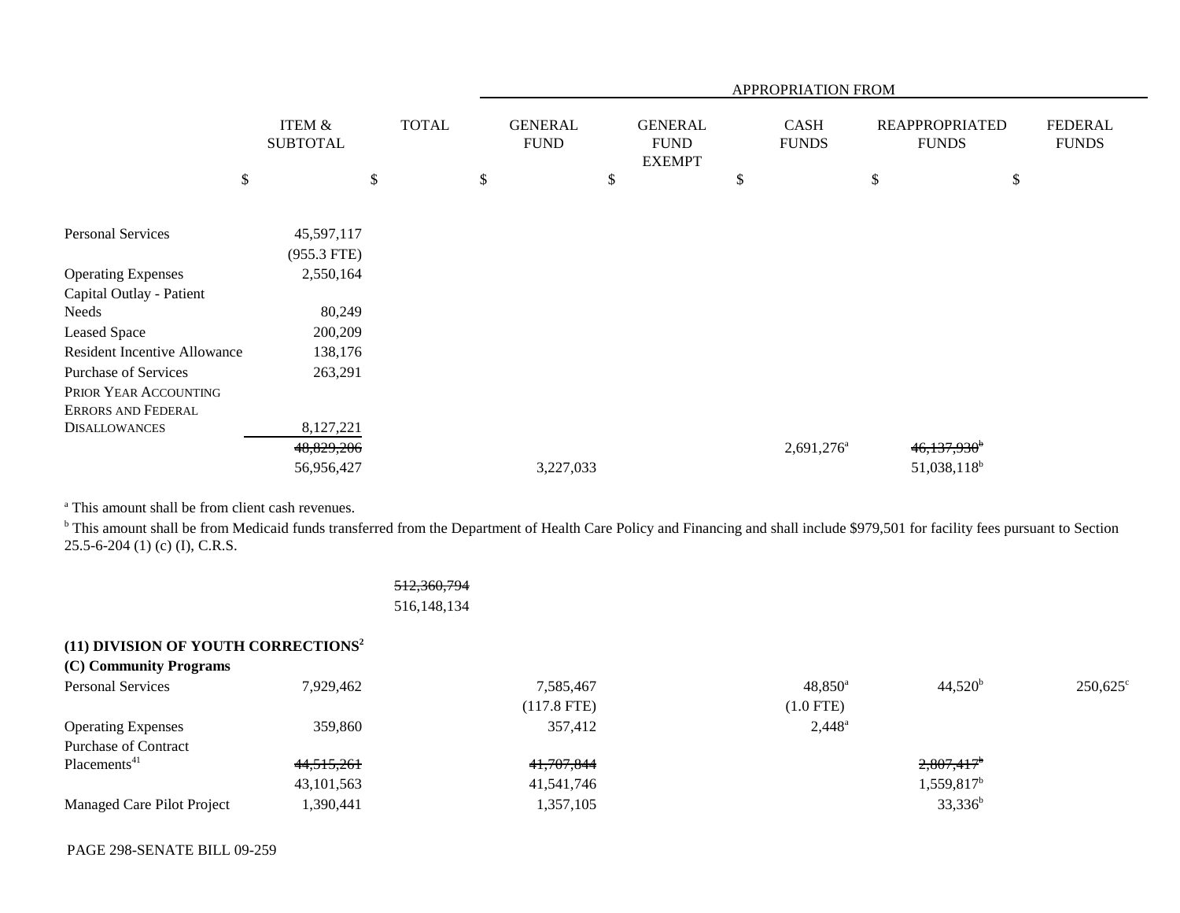| | ITEM & SUBTOTAL | TOTAL | APPROPRIATION FROM GENERAL FUND | GENERAL FUND EXEMPT | CASH FUNDS | REAPPROPRIATED FUNDS | FEDERAL FUNDS |
|---|---|---|---|---|---|---|---|
| | $ | $ | $ | $ | $ | $ | $ |
| Personal Services | 45,597,117 | | | | | | |
| | (955.3 FTE) | | | | | | |
| Operating Expenses | 2,550,164 | | | | | | |
| Capital Outlay - Patient Needs | 80,249 | | | | | | |
| Leased Space | 200,209 | | | | | | |
| Resident Incentive Allowance | 138,176 | | | | | | |
| Purchase of Services | 263,291 | | | | | | |
| PRIOR YEAR ACCOUNTING ERRORS AND FEDERAL DISALLOWANCES | 8,127,221 | | | | | | |
| | ~~48,829,206~~ | | | | 2,691,276[a] | ~~46,137,930~~[b] | |
| | 56,956,427 | | 3,227,033 | | | 51,038,118[b] | |

[a] This amount shall be from client cash revenues.

[b] This amount shall be from Medicaid funds transferred from the Department of Health Care Policy and Financing and shall include $979,501 for facility fees pursuant to Section 25.5-6-204 (1) (c) (I), C.R.S.

| | ITEM & SUBTOTAL | TOTAL | GENERAL FUND | GENERAL FUND EXEMPT | CASH FUNDS | REAPPROPRIATED FUNDS | FEDERAL FUNDS |
|---|---|---|---|---|---|---|---|
| | | ~~512,360,794~~ | | | | | |
| | | 516,148,134 | | | | | |
| **(11) DIVISION OF YOUTH CORRECTIONS[2]** | | | | | | | |
| **(C) Community Programs** | | | | | | | |
| Personal Services | 7,929,462 | | 7,585,467 | | 48,850[a] | 44,520[b] | 250,625[c] |
| | | | (117.8 FTE) | | (1.0 FTE) | | |
| Operating Expenses | 359,860 | | 357,412 | | 2,448[a] | | |
| Purchase of Contract Placements[41] | ~~44,515,261~~ | | ~~41,707,844~~ | | | ~~2,807,417~~[b] | |
| | 43,101,563 | | 41,541,746 | | | 1,559,817[b] | |
| Managed Care Pilot Project | 1,390,441 | | 1,357,105 | | | 33,336[b] | |

PAGE 298-SENATE BILL 09-259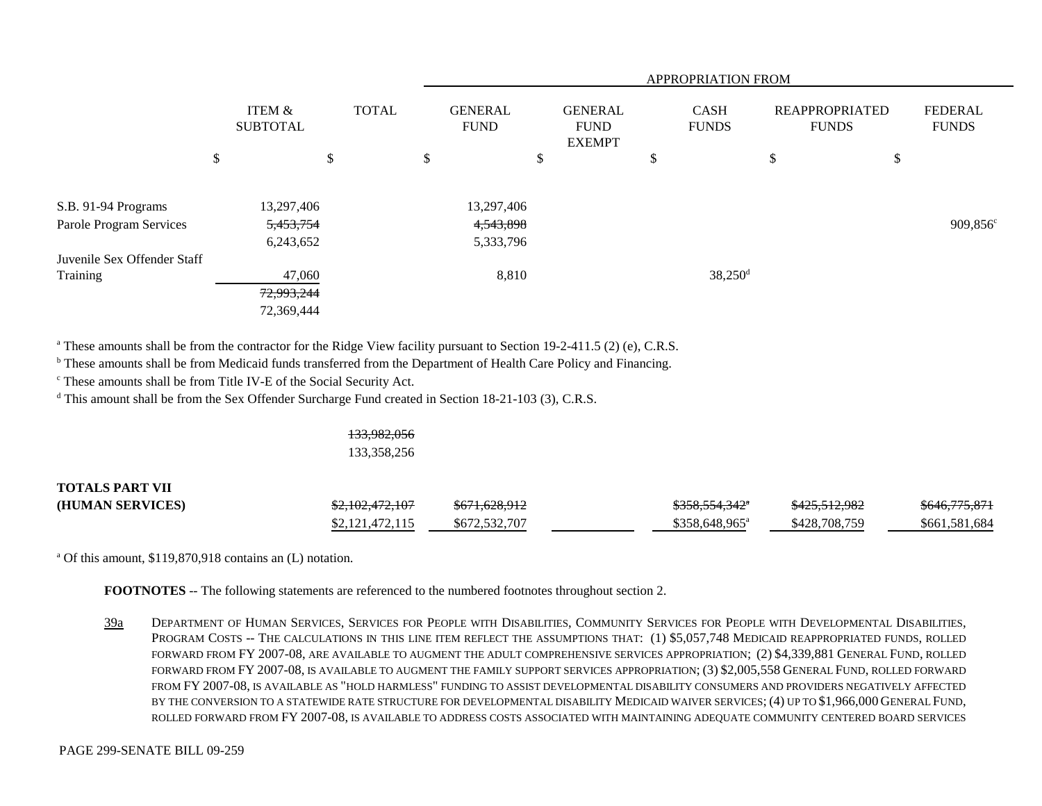| | ITEM & SUBTOTAL | TOTAL | GENERAL FUND | GENERAL FUND EXEMPT | CASH FUNDS | REAPPROPRIATED FUNDS | FEDERAL FUNDS |
|---|---|---|---|---|---|---|---|
| | $ | $ | $ | $ | $ | $ | $ |
| S.B. 91-94 Programs | 13,297,406 | | 13,297,406 | | | | |
| Parole Program Services | ~~5,453,754~~ 6,243,652 | | ~~4,543,898~~ 5,333,796 | | | | 909,856[c] |
| Juvenile Sex Offender Staff Training | 47,060 | | 8,810 | | 38,250[d] | | |
| | ~~72,993,244~~ 72,369,444 | | | | | | |

[a] These amounts shall be from the contractor for the Ridge View facility pursuant to Section 19-2-411.5 (2) (e), C.R.S.
[b] These amounts shall be from Medicaid funds transferred from the Department of Health Care Policy and Financing.
[c] These amounts shall be from Title IV-E of the Social Security Act.
[d] This amount shall be from the Sex Offender Surcharge Fund created in Section 18-21-103 (3), C.R.S.

| | ITEM & SUBTOTAL | TOTAL | GENERAL FUND | GENERAL FUND EXEMPT | CASH FUNDS | REAPPROPRIATED FUNDS | FEDERAL FUNDS |
|---|---|---|---|---|---|---|---|
| | | ~~133,982,056~~ 133,358,256 | | | | | |
| **TOTALS PART VII (HUMAN SERVICES)** | | ~~$2,102,472,107~~ $2,121,472,115 | ~~$671,628,912~~ $672,532,707 | | ~~$358,554,342[a]~~ $358,648,965[a] | ~~$425,512,982~~ $428,708,759 | ~~$646,775,871~~ $661,581,684 |

[a] Of this amount, $119,870,918 contains an (L) notation.

**FOOTNOTES** -- The following statements are referenced to the numbered footnotes throughout section 2.

39a DEPARTMENT OF HUMAN SERVICES, SERVICES FOR PEOPLE WITH DISABILITIES, COMMUNITY SERVICES FOR PEOPLE WITH DEVELOPMENTAL DISABILITIES, PROGRAM COSTS -- THE CALCULATIONS IN THIS LINE ITEM REFLECT THE ASSUMPTIONS THAT: (1) $5,057,748 MEDICAID REAPPROPRIATED FUNDS, ROLLED FORWARD FROM FY 2007-08, ARE AVAILABLE TO AUGMENT THE ADULT COMPREHENSIVE SERVICES APPROPRIATION; (2) $4,339,881 GENERAL FUND, ROLLED FORWARD FROM FY 2007-08, IS AVAILABLE TO AUGMENT THE FAMILY SUPPORT SERVICES APPROPRIATION; (3) $2,005,558 GENERAL FUND, ROLLED FORWARD FROM FY 2007-08, IS AVAILABLE AS "HOLD HARMLESS" FUNDING TO ASSIST DEVELOPMENTAL DISABILITY CONSUMERS AND PROVIDERS NEGATIVELY AFFECTED BY THE CONVERSION TO A STATEWIDE RATE STRUCTURE FOR DEVELOPMENTAL DISABILITY MEDICAID WAIVER SERVICES; (4) UP TO $1,966,000 GENERAL FUND, ROLLED FORWARD FROM FY 2007-08, IS AVAILABLE TO ADDRESS COSTS ASSOCIATED WITH MAINTAINING ADEQUATE COMMUNITY CENTERED BOARD SERVICES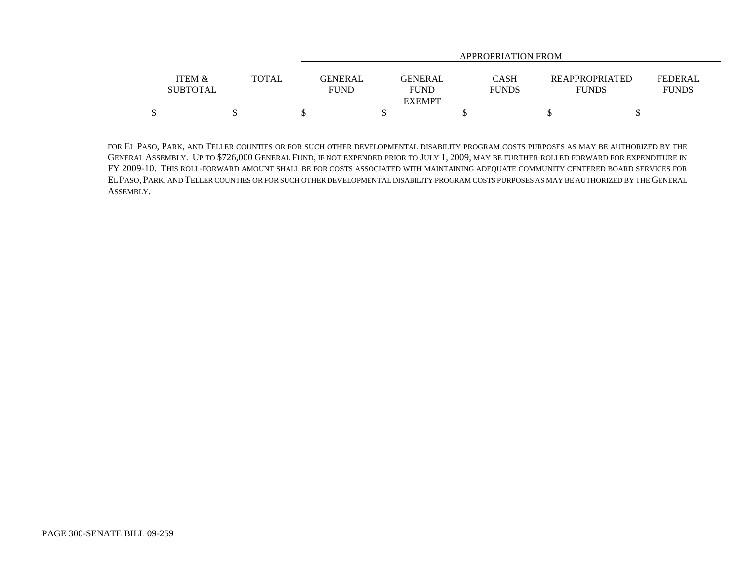| | | APPROPRIATION FROM | | | | |
|---|---|---|---|---|---|---|
| ITEM & SUBTOTAL | TOTAL | GENERAL FUND | GENERAL FUND EXEMPT | CASH FUNDS | REAPPROPRIATED FUNDS | FEDERAL FUNDS |
| $ | $ | $ | $ | $ | $ | $ |

FOR EL PASO, PARK, AND TELLER COUNTIES OR FOR SUCH OTHER DEVELOPMENTAL DISABILITY PROGRAM COSTS PURPOSES AS MAY BE AUTHORIZED BY THE GENERAL ASSEMBLY. UP TO $726,000 GENERAL FUND, IF NOT EXPENDED PRIOR TO JULY 1, 2009, MAY BE FURTHER ROLLED FORWARD FOR EXPENDITURE IN FY 2009-10. THIS ROLL-FORWARD AMOUNT SHALL BE FOR COSTS ASSOCIATED WITH MAINTAINING ADEQUATE COMMUNITY CENTERED BOARD SERVICES FOR EL PASO, PARK, AND TELLER COUNTIES OR FOR SUCH OTHER DEVELOPMENTAL DISABILITY PROGRAM COSTS PURPOSES AS MAY BE AUTHORIZED BY THE GENERAL ASSEMBLY.

PAGE 300-SENATE BILL 09-259